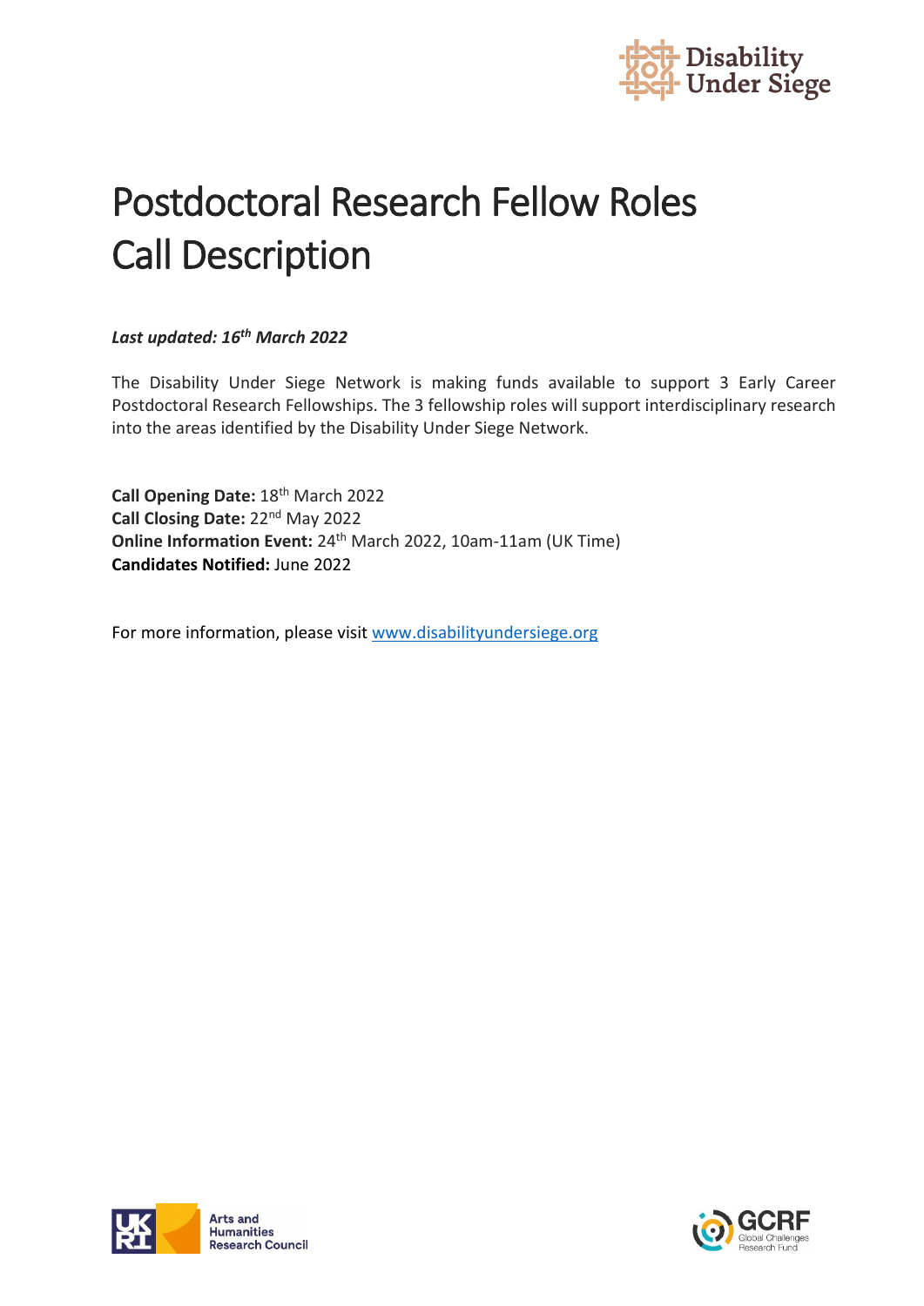# Postdoctoral Research Fellow Roles Call Description

***Last updated: 16th March 2022***

The Disability Under Siege Network is making funds available to support 3 Early Career Postdoctoral Research Fellowships. The 3 fellowship roles will support interdisciplinary research into the areas identified by the Disability Under Siege Network.

**Call Opening Date:** 18th March 2022
**Call Closing Date:** 22nd May 2022
**Online Information Event:** 24th March 2022, 10am-11am (UK Time)
**Candidates Notified:** June 2022

For more information, please visit [www.disabilityundersiege.org](www.disabilityundersiege.org)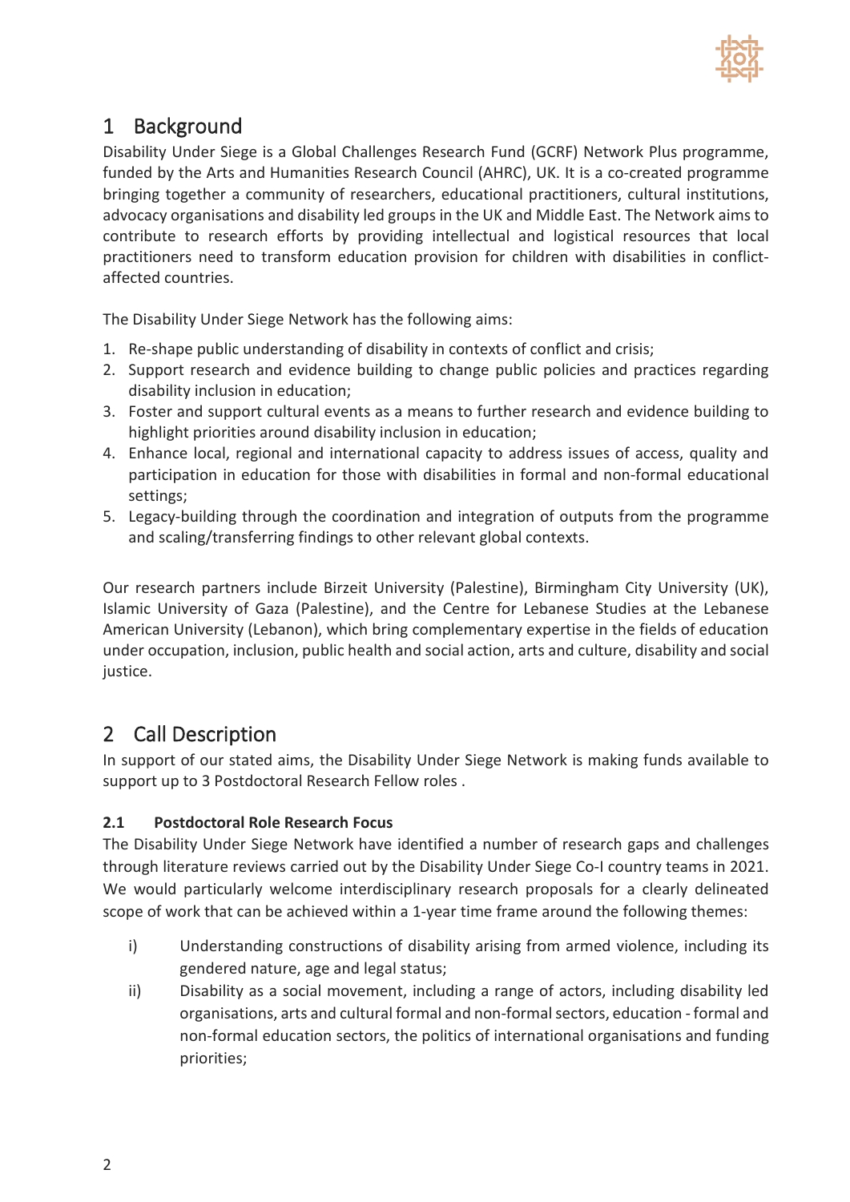# 1 Background

Disability Under Siege is a Global Challenges Research Fund (GCRF) Network Plus programme, funded by the Arts and Humanities Research Council (AHRC), UK. It is a co-created programme bringing together a community of researchers, educational practitioners, cultural institutions, advocacy organisations and disability led groups in the UK and Middle East. The Network aims to contribute to research efforts by providing intellectual and logistical resources that local practitioners need to transform education provision for children with disabilities in conflict-affected countries.

The Disability Under Siege Network has the following aims:

1. Re-shape public understanding of disability in contexts of conflict and crisis;
2. Support research and evidence building to change public policies and practices regarding disability inclusion in education;
3. Foster and support cultural events as a means to further research and evidence building to highlight priorities around disability inclusion in education;
4. Enhance local, regional and international capacity to address issues of access, quality and participation in education for those with disabilities in formal and non-formal educational settings;
5. Legacy-building through the coordination and integration of outputs from the programme and scaling/transferring findings to other relevant global contexts.

Our research partners include Birzeit University (Palestine), Birmingham City University (UK), Islamic University of Gaza (Palestine), and the Centre for Lebanese Studies at the Lebanese American University (Lebanon), which bring complementary expertise in the fields of education under occupation, inclusion, public health and social action, arts and culture, disability and social justice.

# 2 Call Description

In support of our stated aims, the Disability Under Siege Network is making funds available to support up to 3 Postdoctoral Research Fellow roles .

### 2.1 Postdoctoral Role Research Focus

The Disability Under Siege Network have identified a number of research gaps and challenges through literature reviews carried out by the Disability Under Siege Co-I country teams in 2021. We would particularly welcome interdisciplinary research proposals for a clearly delineated scope of work that can be achieved within a 1-year time frame around the following themes:

i) Understanding constructions of disability arising from armed violence, including its gendered nature, age and legal status;

ii) Disability as a social movement, including a range of actors, including disability led organisations, arts and cultural formal and non-formal sectors, education - formal and non-formal education sectors, the politics of international organisations and funding priorities;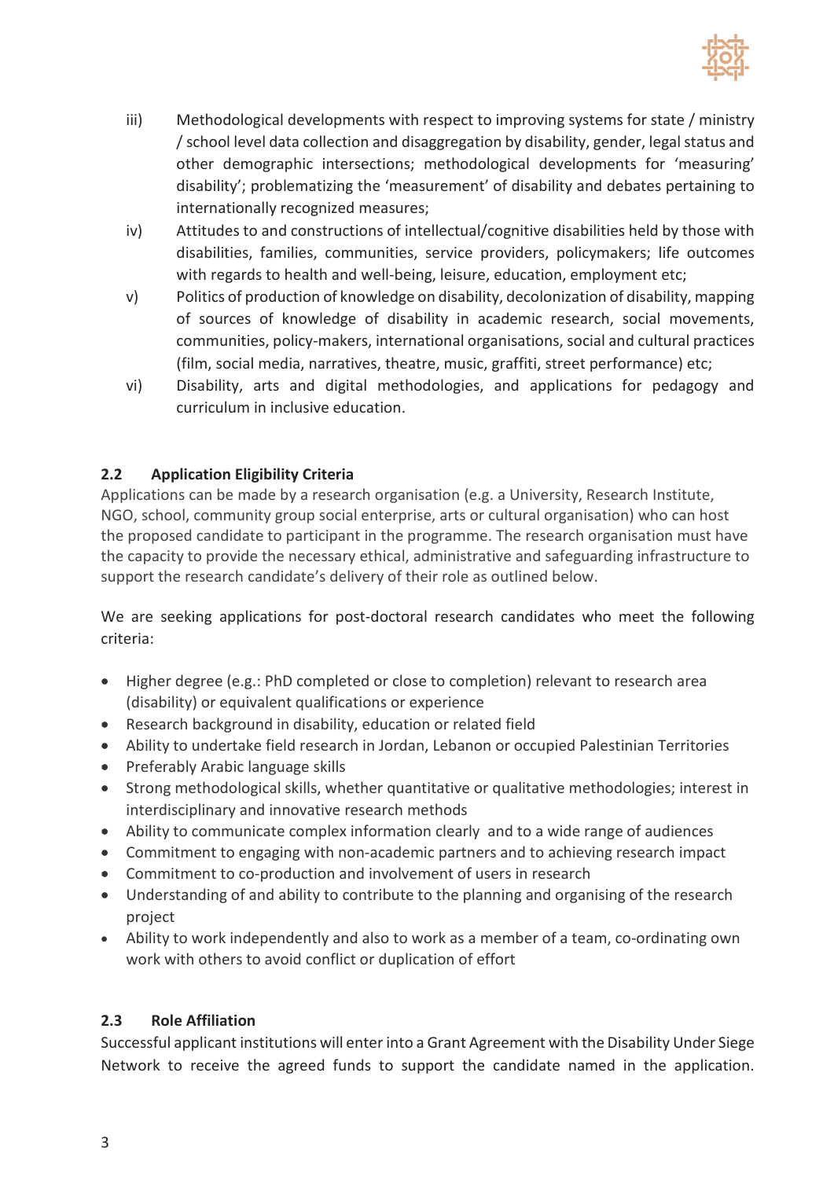iii) Methodological developments with respect to improving systems for state / ministry / school level data collection and disaggregation by disability, gender, legal status and other demographic intersections; methodological developments for 'measuring' disability'; problematizing the 'measurement' of disability and debates pertaining to internationally recognized measures;

iv) Attitudes to and constructions of intellectual/cognitive disabilities held by those with disabilities, families, communities, service providers, policymakers; life outcomes with regards to health and well-being, leisure, education, employment etc;

v) Politics of production of knowledge on disability, decolonization of disability, mapping of sources of knowledge of disability in academic research, social movements, communities, policy-makers, international organisations, social and cultural practices (film, social media, narratives, theatre, music, graffiti, street performance) etc;

vi) Disability, arts and digital methodologies, and applications for pedagogy and curriculum in inclusive education.

### 2.2 Application Eligibility Criteria

Applications can be made by a research organisation (e.g. a University, Research Institute, NGO, school, community group social enterprise, arts or cultural organisation) who can host the proposed candidate to participant in the programme. The research organisation must have the capacity to provide the necessary ethical, administrative and safeguarding infrastructure to support the research candidate's delivery of their role as outlined below.

We are seeking applications for post-doctoral research candidates who meet the following criteria:

- Higher degree (e.g.: PhD completed or close to completion) relevant to research area (disability) or equivalent qualifications or experience
- Research background in disability, education or related field
- Ability to undertake field research in Jordan, Lebanon or occupied Palestinian Territories
- Preferably Arabic language skills
- Strong methodological skills, whether quantitative or qualitative methodologies; interest in interdisciplinary and innovative research methods
- Ability to communicate complex information clearly and to a wide range of audiences
- Commitment to engaging with non-academic partners and to achieving research impact
- Commitment to co-production and involvement of users in research
- Understanding of and ability to contribute to the planning and organising of the research project
- Ability to work independently and also to work as a member of a team, co-ordinating own work with others to avoid conflict or duplication of effort

### 2.3 Role Affiliation

Successful applicant institutions will enter into a Grant Agreement with the Disability Under Siege Network to receive the agreed funds to support the candidate named in the application.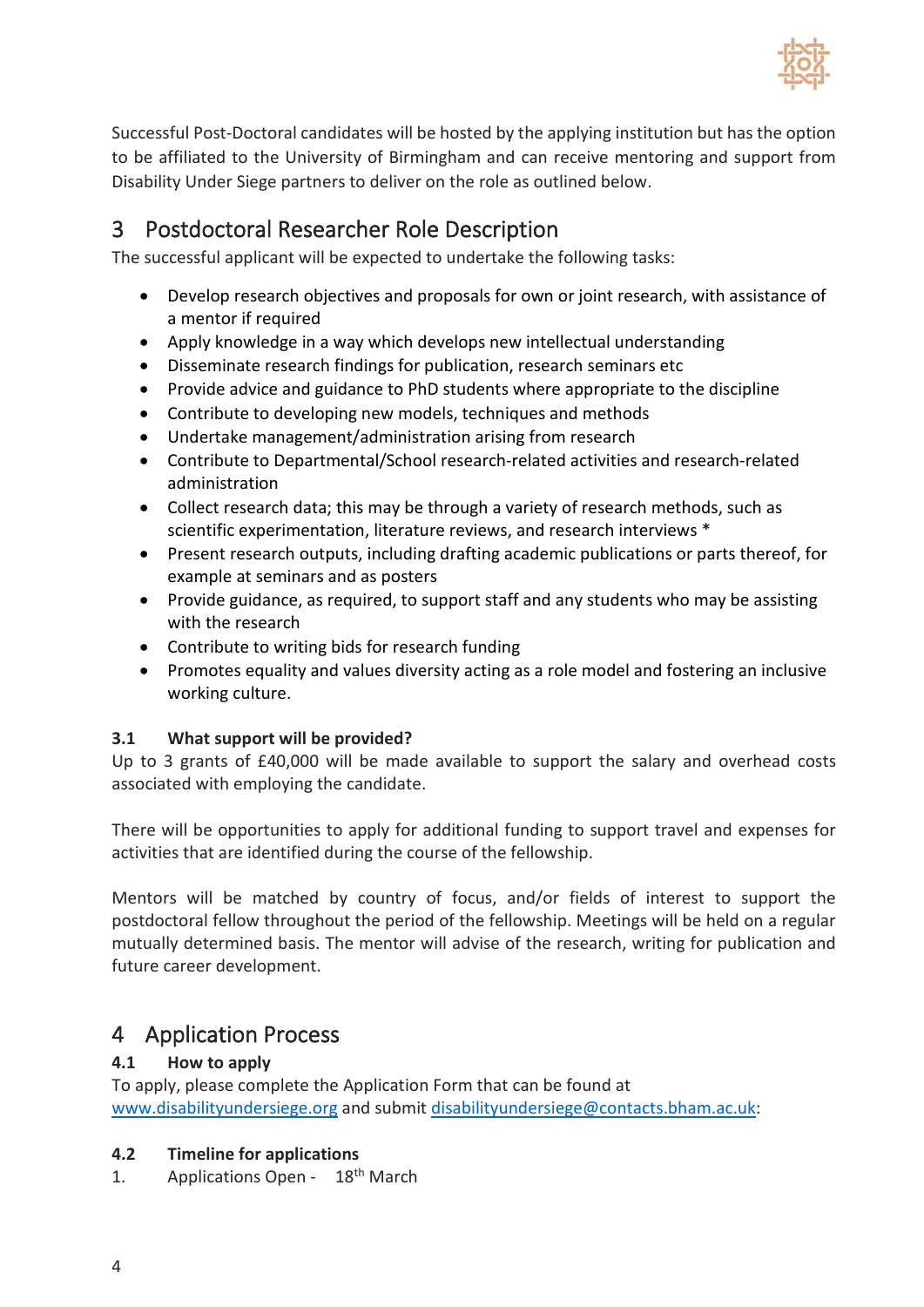Successful Post-Doctoral candidates will be hosted by the applying institution but has the option to be affiliated to the University of Birmingham and can receive mentoring and support from Disability Under Siege partners to deliver on the role as outlined below.

# 3 Postdoctoral Researcher Role Description

The successful applicant will be expected to undertake the following tasks:

- Develop research objectives and proposals for own or joint research, with assistance of a mentor if required
- Apply knowledge in a way which develops new intellectual understanding
- Disseminate research findings for publication, research seminars etc
- Provide advice and guidance to PhD students where appropriate to the discipline
- Contribute to developing new models, techniques and methods
- Undertake management/administration arising from research
- Contribute to Departmental/School research-related activities and research-related administration
- Collect research data; this may be through a variety of research methods, such as scientific experimentation, literature reviews, and research interviews *
- Present research outputs, including drafting academic publications or parts thereof, for example at seminars and as posters
- Provide guidance, as required, to support staff and any students who may be assisting with the research
- Contribute to writing bids for research funding
- Promotes equality and values diversity acting as a role model and fostering an inclusive working culture.

### 3.1 What support will be provided?

Up to 3 grants of £40,000 will be made available to support the salary and overhead costs associated with employing the candidate.

There will be opportunities to apply for additional funding to support travel and expenses for activities that are identified during the course of the fellowship.

Mentors will be matched by country of focus, and/or fields of interest to support the postdoctoral fellow throughout the period of the fellowship. Meetings will be held on a regular mutually determined basis. The mentor will advise of the research, writing for publication and future career development.

# 4 Application Process

### 4.1 How to apply

To apply, please complete the Application Form that can be found at www.disabilityundersiege.org and submit disabilityundersiege@contacts.bham.ac.uk:

### 4.2 Timeline for applications

1. Applications Open - 18th March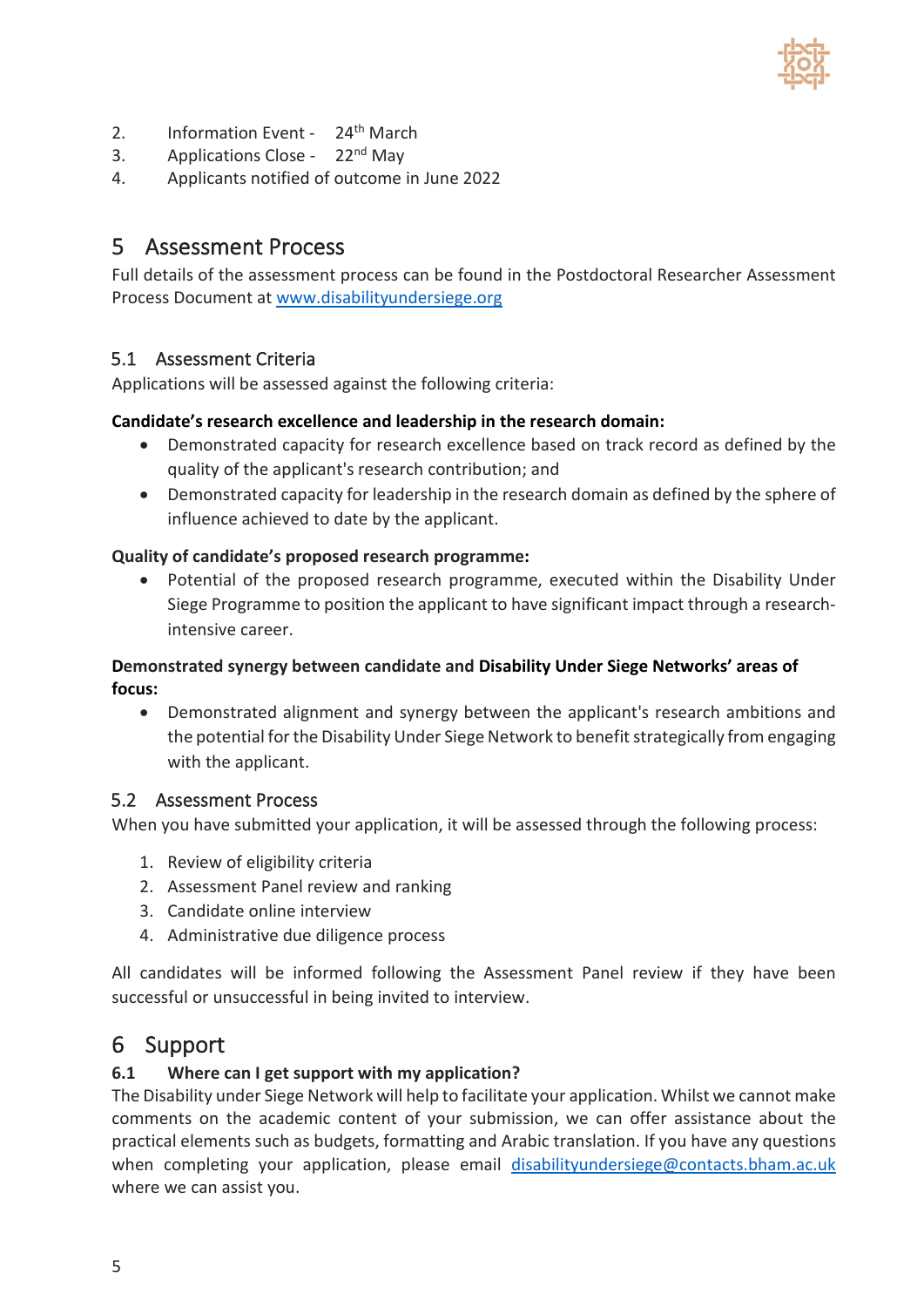2. Information Event - 24th March
3. Applications Close - 22nd May
4. Applicants notified of outcome in June 2022

# 5 Assessment Process

Full details of the assessment process can be found in the Postdoctoral Researcher Assessment Process Document at [www.disabilityundersiege.org](www.disabilityundersiege.org)

## 5.1 Assessment Criteria

Applications will be assessed against the following criteria:

**Candidate's research excellence and leadership in the research domain:**

- Demonstrated capacity for research excellence based on track record as defined by the quality of the applicant's research contribution; and
- Demonstrated capacity for leadership in the research domain as defined by the sphere of influence achieved to date by the applicant.

**Quality of candidate's proposed research programme:**

- Potential of the proposed research programme, executed within the Disability Under Siege Programme to position the applicant to have significant impact through a research-intensive career.

**Demonstrated synergy between candidate and Disability Under Siege Networks' areas of focus:**

- Demonstrated alignment and synergy between the applicant's research ambitions and the potential for the Disability Under Siege Network to benefit strategically from engaging with the applicant.

## 5.2 Assessment Process

When you have submitted your application, it will be assessed through the following process:

1. Review of eligibility criteria
2. Assessment Panel review and ranking
3. Candidate online interview
4. Administrative due diligence process

All candidates will be informed following the Assessment Panel review if they have been successful or unsuccessful in being invited to interview.

# 6 Support

### 6.1 Where can I get support with my application?

The Disability under Siege Network will help to facilitate your application. Whilst we cannot make comments on the academic content of your submission, we can offer assistance about the practical elements such as budgets, formatting and Arabic translation. If you have any questions when completing your application, please email [disabilityundersiege@contacts.bham.ac.uk](mailto:disabilityundersiege@contacts.bham.ac.uk) where we can assist you.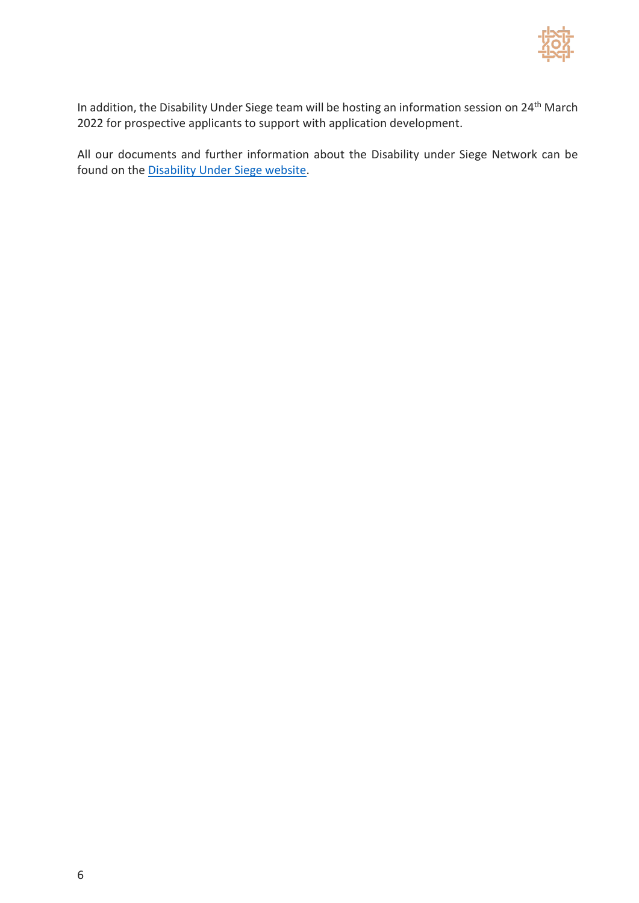In addition, the Disability Under Siege team will be hosting an information session on 24th March 2022 for prospective applicants to support with application development.

All our documents and further information about the Disability under Siege Network can be found on the Disability Under Siege website.